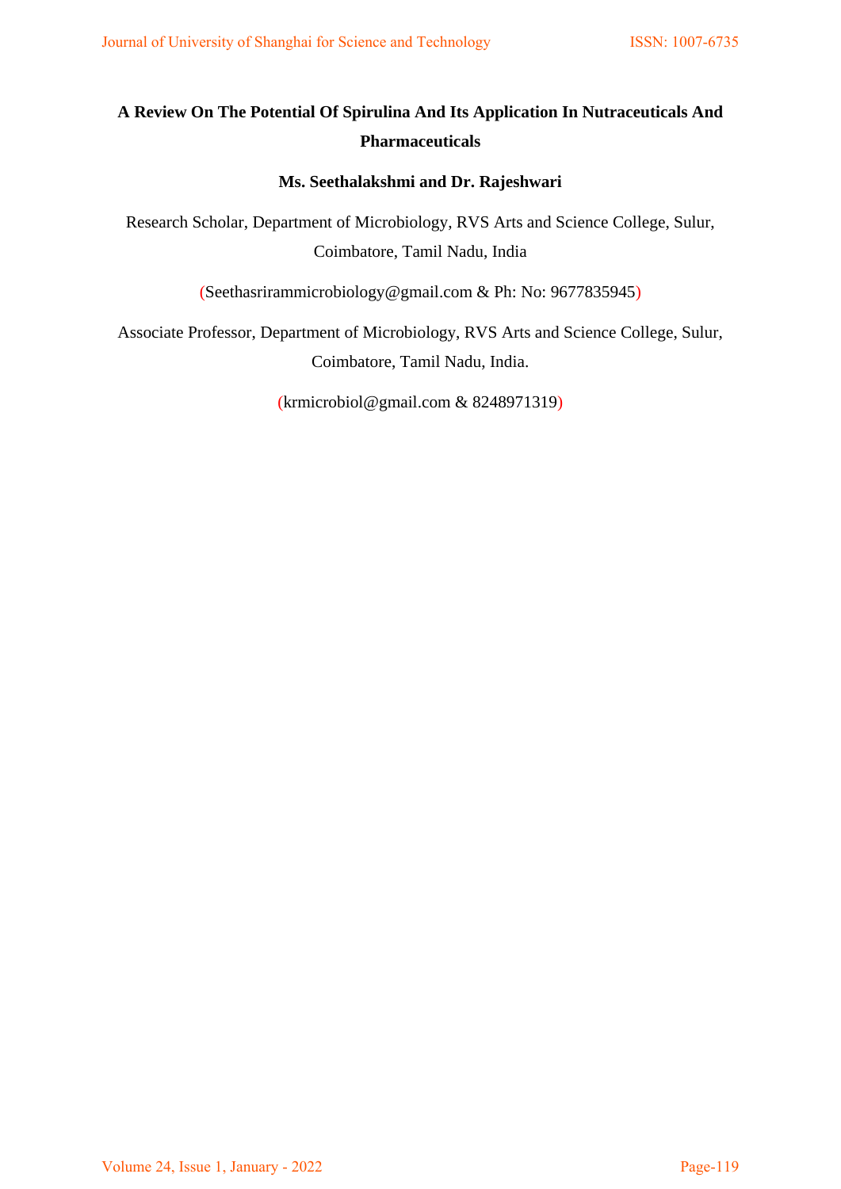# A Review On The Potential Of Spirulina And Its Application In Nutraceuticals And Pharmaceuticals

**Ms. Seethalakshmi and Dr. Rajeshwari**

Research Scholar, Department of Microbiology, RVS Arts and Science College, Sulur, Coimbatore, Tamil Nadu, India

(Seethasrirammicrobiology@gmail.com & Ph: No: 9677835945)

Associate Professor, Department of Microbiology, RVS Arts and Science College, Sulur, Coimbatore, Tamil Nadu, India.

(krmicrobiol@gmail.com & 8248971319)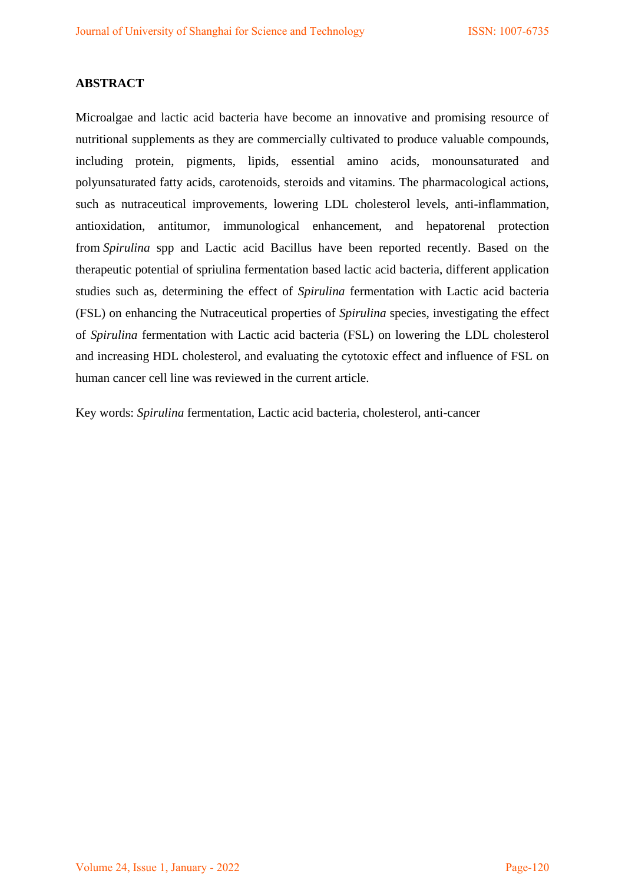## ABSTRACT

Microalgae and lactic acid bacteria have become an innovative and promising resource of nutritional supplements as they are commercially cultivated to produce valuable compounds, including protein, pigments, lipids, essential amino acids, monounsaturated and polyunsaturated fatty acids, carotenoids, steroids and vitamins. The pharmacological actions, such as nutraceutical improvements, lowering LDL cholesterol levels, anti-inflammation, antioxidation, antitumor, immunological enhancement, and hepatorenal protection from *Spirulina* spp and Lactic acid Bacillus have been reported recently. Based on the therapeutic potential of spriulina fermentation based lactic acid bacteria, different application studies such as, determining the effect of *Spirulina* fermentation with Lactic acid bacteria (FSL) on enhancing the Nutraceutical properties of *Spirulina* species, investigating the effect of *Spirulina* fermentation with Lactic acid bacteria (FSL) on lowering the LDL cholesterol and increasing HDL cholesterol, and evaluating the cytotoxic effect and influence of FSL on human cancer cell line was reviewed in the current article.

Key words: *Spirulina* fermentation, Lactic acid bacteria, cholesterol, anti-cancer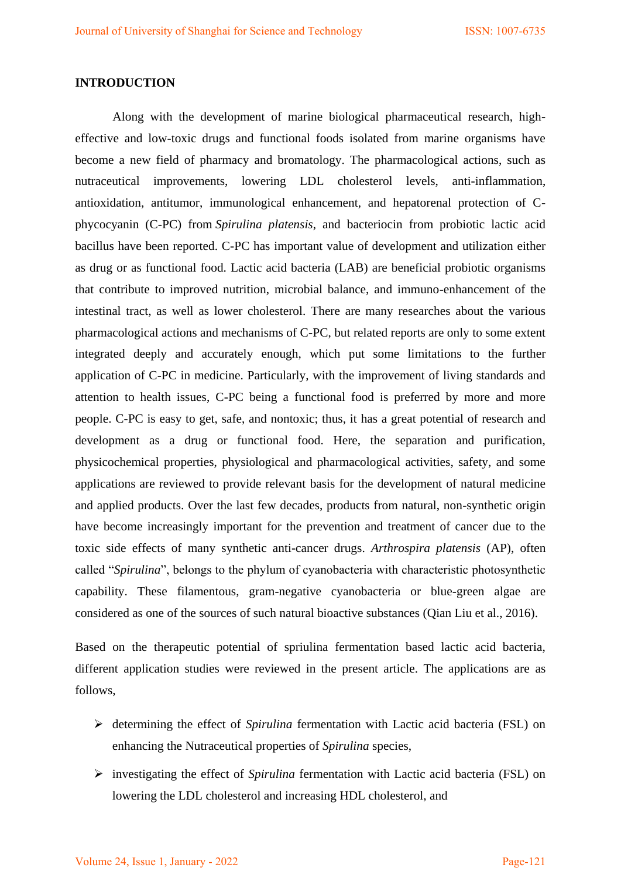## INTRODUCTION

Along with the development of marine biological pharmaceutical research, high-effective and low-toxic drugs and functional foods isolated from marine organisms have become a new field of pharmacy and bromatology. The pharmacological actions, such as nutraceutical improvements, lowering LDL cholesterol levels, anti-inflammation, antioxidation, antitumor, immunological enhancement, and hepatorenal protection of C-phycocyanin (C-PC) from *Spirulina platensis*, and bacteriocin from probiotic lactic acid bacillus have been reported. C-PC has important value of development and utilization either as drug or as functional food. Lactic acid bacteria (LAB) are beneficial probiotic organisms that contribute to improved nutrition, microbial balance, and immuno-enhancement of the intestinal tract, as well as lower cholesterol. There are many researches about the various pharmacological actions and mechanisms of C-PC, but related reports are only to some extent integrated deeply and accurately enough, which put some limitations to the further application of C-PC in medicine. Particularly, with the improvement of living standards and attention to health issues, C-PC being a functional food is preferred by more and more people. C-PC is easy to get, safe, and nontoxic; thus, it has a great potential of research and development as a drug or functional food. Here, the separation and purification, physicochemical properties, physiological and pharmacological activities, safety, and some applications are reviewed to provide relevant basis for the development of natural medicine and applied products. Over the last few decades, products from natural, non-synthetic origin have become increasingly important for the prevention and treatment of cancer due to the toxic side effects of many synthetic anti-cancer drugs. *Arthrospira platensis* (AP), often called "*Spirulina*", belongs to the phylum of cyanobacteria with characteristic photosynthetic capability. These filamentous, gram-negative cyanobacteria or blue-green algae are considered as one of the sources of such natural bioactive substances (Qian Liu et al., 2016).

Based on the therapeutic potential of spriulina fermentation based lactic acid bacteria, different application studies were reviewed in the present article. The applications are as follows,

- determining the effect of *Spirulina* fermentation with Lactic acid bacteria (FSL) on enhancing the Nutraceutical properties of *Spirulina* species,
- investigating the effect of *Spirulina* fermentation with Lactic acid bacteria (FSL) on lowering the LDL cholesterol and increasing HDL cholesterol, and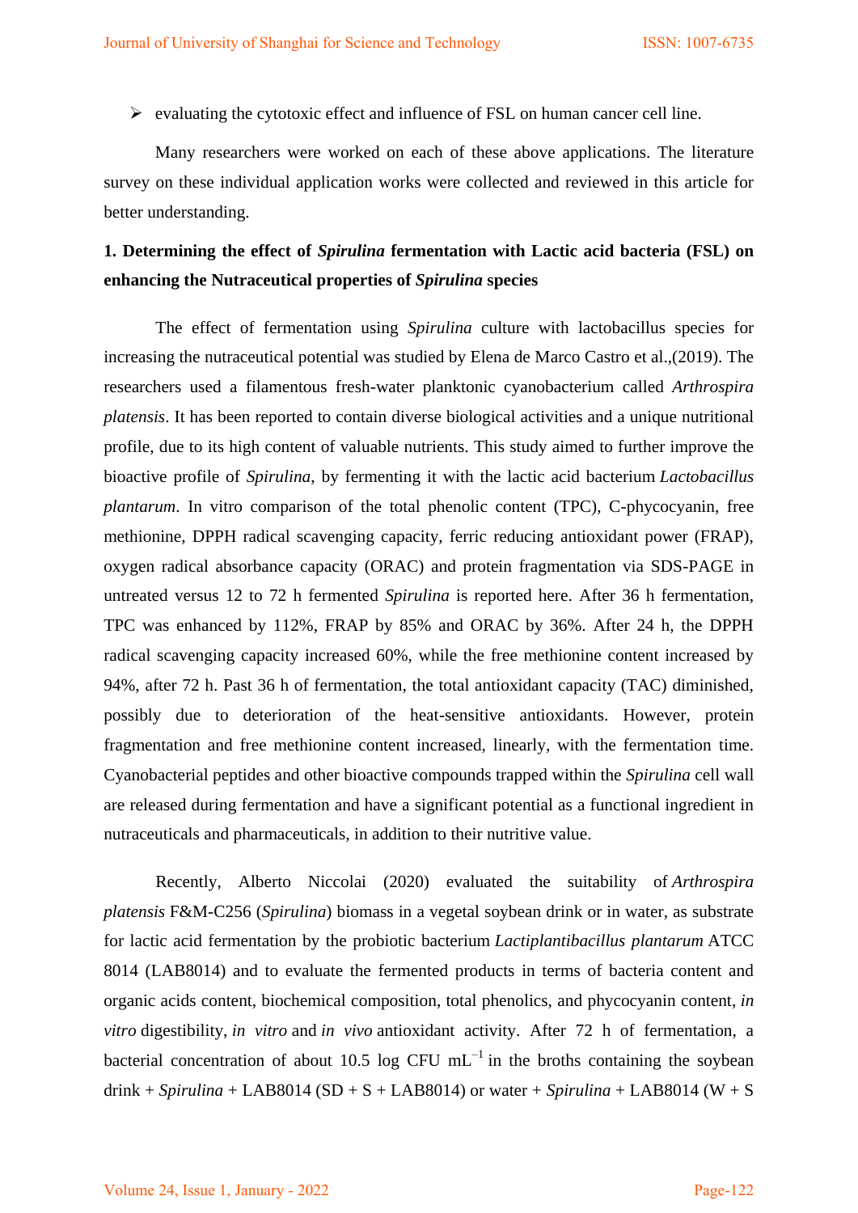- ➢ evaluating the cytotoxic effect and influence of FSL on human cancer cell line.

Many researchers were worked on each of these above applications. The literature survey on these individual application works were collected and reviewed in this article for better understanding.

## 1. Determining the effect of *Spirulina* fermentation with Lactic acid bacteria (FSL) on enhancing the Nutraceutical properties of *Spirulina* species

The effect of fermentation using *Spirulina* culture with lactobacillus species for increasing the nutraceutical potential was studied by Elena de Marco Castro et al.,(2019). The researchers used a filamentous fresh-water planktonic cyanobacterium called *Arthrospira platensis*. It has been reported to contain diverse biological activities and a unique nutritional profile, due to its high content of valuable nutrients. This study aimed to further improve the bioactive profile of *Spirulina*, by fermenting it with the lactic acid bacterium *Lactobacillus plantarum*. In vitro comparison of the total phenolic content (TPC), C-phycocyanin, free methionine, DPPH radical scavenging capacity, ferric reducing antioxidant power (FRAP), oxygen radical absorbance capacity (ORAC) and protein fragmentation via SDS-PAGE in untreated versus 12 to 72 h fermented *Spirulina* is reported here. After 36 h fermentation, TPC was enhanced by 112%, FRAP by 85% and ORAC by 36%. After 24 h, the DPPH radical scavenging capacity increased 60%, while the free methionine content increased by 94%, after 72 h. Past 36 h of fermentation, the total antioxidant capacity (TAC) diminished, possibly due to deterioration of the heat-sensitive antioxidants. However, protein fragmentation and free methionine content increased, linearly, with the fermentation time. Cyanobacterial peptides and other bioactive compounds trapped within the *Spirulina* cell wall are released during fermentation and have a significant potential as a functional ingredient in nutraceuticals and pharmaceuticals, in addition to their nutritive value.

Recently, Alberto Niccolai (2020) evaluated the suitability of *Arthrospira platensis* F&M-C256 (*Spirulina*) biomass in a vegetal soybean drink or in water, as substrate for lactic acid fermentation by the probiotic bacterium *Lactiplantibacillus plantarum* ATCC 8014 (LAB8014) and to evaluate the fermented products in terms of bacteria content and organic acids content, biochemical composition, total phenolics, and phycocyanin content, *in vitro* digestibility, *in vitro* and *in vivo* antioxidant activity. After 72 h of fermentation, a bacterial concentration of about 10.5 log CFU $mL^{-1}$ in the broths containing the soybean drink + *Spirulina* + LAB8014 (SD + S + LAB8014) or water + *Spirulina* + LAB8014 (W + S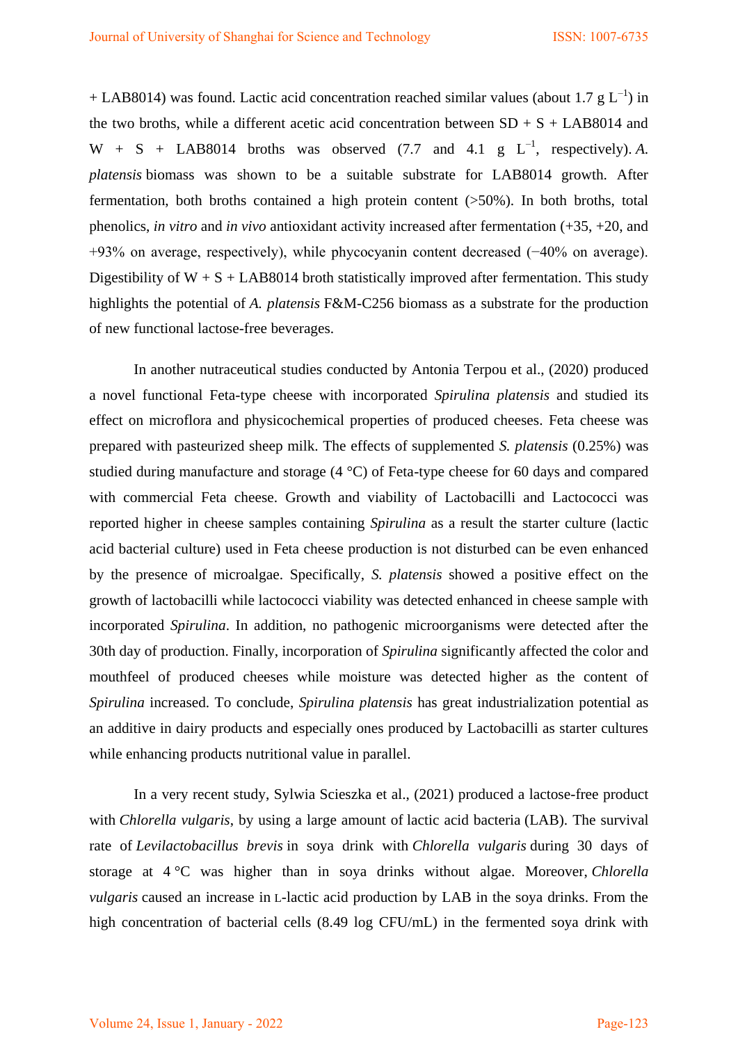+ LAB8014) was found. Lactic acid concentration reached similar values (about 1.7 g $L^{-1}$) in the two broths, while a different acetic acid concentration between SD + S + LAB8014 and W + S + LAB8014 broths was observed (7.7 and 4.1 g $L^{-1}$, respectively). *A. platensis* biomass was shown to be a suitable substrate for LAB8014 growth. After fermentation, both broths contained a high protein content (>50%). In both broths, total phenolics, *in vitro* and *in vivo* antioxidant activity increased after fermentation (+35, +20, and +93% on average, respectively), while phycocyanin content decreased (−40% on average). Digestibility of W + S + LAB8014 broth statistically improved after fermentation. This study highlights the potential of *A. platensis* F&M-C256 biomass as a substrate for the production of new functional lactose-free beverages.

In another nutraceutical studies conducted by Antonia Terpou et al., (2020) produced a novel functional Feta-type cheese with incorporated *Spirulina platensis* and studied its effect on microflora and physicochemical properties of produced cheeses. Feta cheese was prepared with pasteurized sheep milk. The effects of supplemented *S. platensis* (0.25%) was studied during manufacture and storage (4 °C) of Feta-type cheese for 60 days and compared with commercial Feta cheese. Growth and viability of Lactobacilli and Lactococci was reported higher in cheese samples containing *Spirulina* as a result the starter culture (lactic acid bacterial culture) used in Feta cheese production is not disturbed can be even enhanced by the presence of microalgae. Specifically, *S. platensis* showed a positive effect on the growth of lactobacilli while lactococci viability was detected enhanced in cheese sample with incorporated *Spirulina*. In addition, no pathogenic microorganisms were detected after the 30th day of production. Finally, incorporation of *Spirulina* significantly affected the color and mouthfeel of produced cheeses while moisture was detected higher as the content of *Spirulina* increased. To conclude, *Spirulina platensis* has great industrialization potential as an additive in dairy products and especially ones produced by Lactobacilli as starter cultures while enhancing products nutritional value in parallel.

In a very recent study, Sylwia Scieszka et al., (2021) produced a lactose-free product with *Chlorella vulgaris*, by using a large amount of lactic acid bacteria (LAB). The survival rate of *Levilactobacillus brevis* in soya drink with *Chlorella vulgaris* during 30 days of storage at 4 °C was higher than in soya drinks without algae. Moreover, *Chlorella vulgaris* caused an increase in L-lactic acid production by LAB in the soya drinks. From the high concentration of bacterial cells (8.49 log CFU/mL) in the fermented soya drink with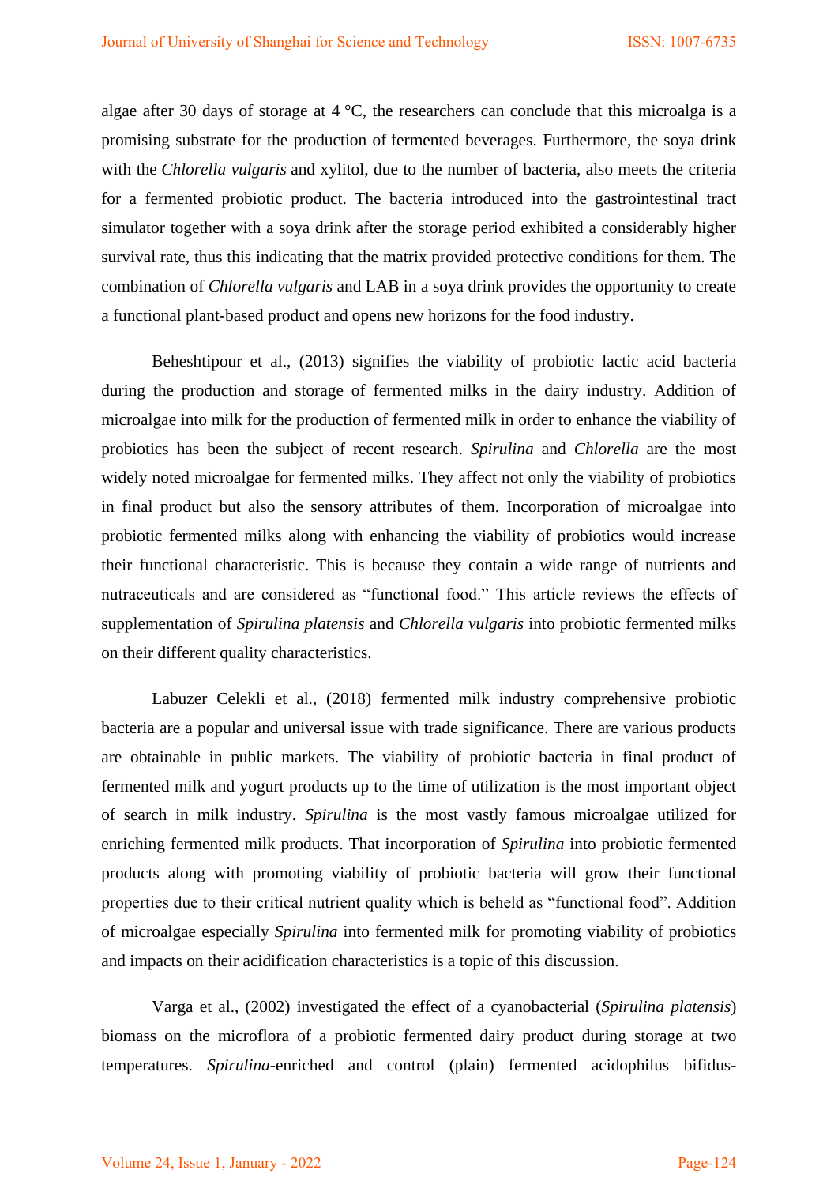algae after 30 days of storage at 4 °C, the researchers can conclude that this microalga is a promising substrate for the production of fermented beverages. Furthermore, the soya drink with the *Chlorella vulgaris* and xylitol, due to the number of bacteria, also meets the criteria for a fermented probiotic product. The bacteria introduced into the gastrointestinal tract simulator together with a soya drink after the storage period exhibited a considerably higher survival rate, thus this indicating that the matrix provided protective conditions for them. The combination of *Chlorella vulgaris* and LAB in a soya drink provides the opportunity to create a functional plant-based product and opens new horizons for the food industry.

Beheshtipour et al., (2013) signifies the viability of probiotic lactic acid bacteria during the production and storage of fermented milks in the dairy industry. Addition of microalgae into milk for the production of fermented milk in order to enhance the viability of probiotics has been the subject of recent research. *Spirulina* and *Chlorella* are the most widely noted microalgae for fermented milks. They affect not only the viability of probiotics in final product but also the sensory attributes of them. Incorporation of microalgae into probiotic fermented milks along with enhancing the viability of probiotics would increase their functional characteristic. This is because they contain a wide range of nutrients and nutraceuticals and are considered as "functional food." This article reviews the effects of supplementation of *Spirulina platensis* and *Chlorella vulgaris* into probiotic fermented milks on their different quality characteristics.

Labuzer Celekli et al., (2018) fermented milk industry comprehensive probiotic bacteria are a popular and universal issue with trade significance. There are various products are obtainable in public markets. The viability of probiotic bacteria in final product of fermented milk and yogurt products up to the time of utilization is the most important object of search in milk industry. *Spirulina* is the most vastly famous microalgae utilized for enriching fermented milk products. That incorporation of *Spirulina* into probiotic fermented products along with promoting viability of probiotic bacteria will grow their functional properties due to their critical nutrient quality which is beheld as "functional food". Addition of microalgae especially *Spirulina* into fermented milk for promoting viability of probiotics and impacts on their acidification characteristics is a topic of this discussion.

Varga et al., (2002) investigated the effect of a cyanobacterial (*Spirulina platensis*) biomass on the microflora of a probiotic fermented dairy product during storage at two temperatures. *Spirulina*-enriched and control (plain) fermented acidophilus bifidus-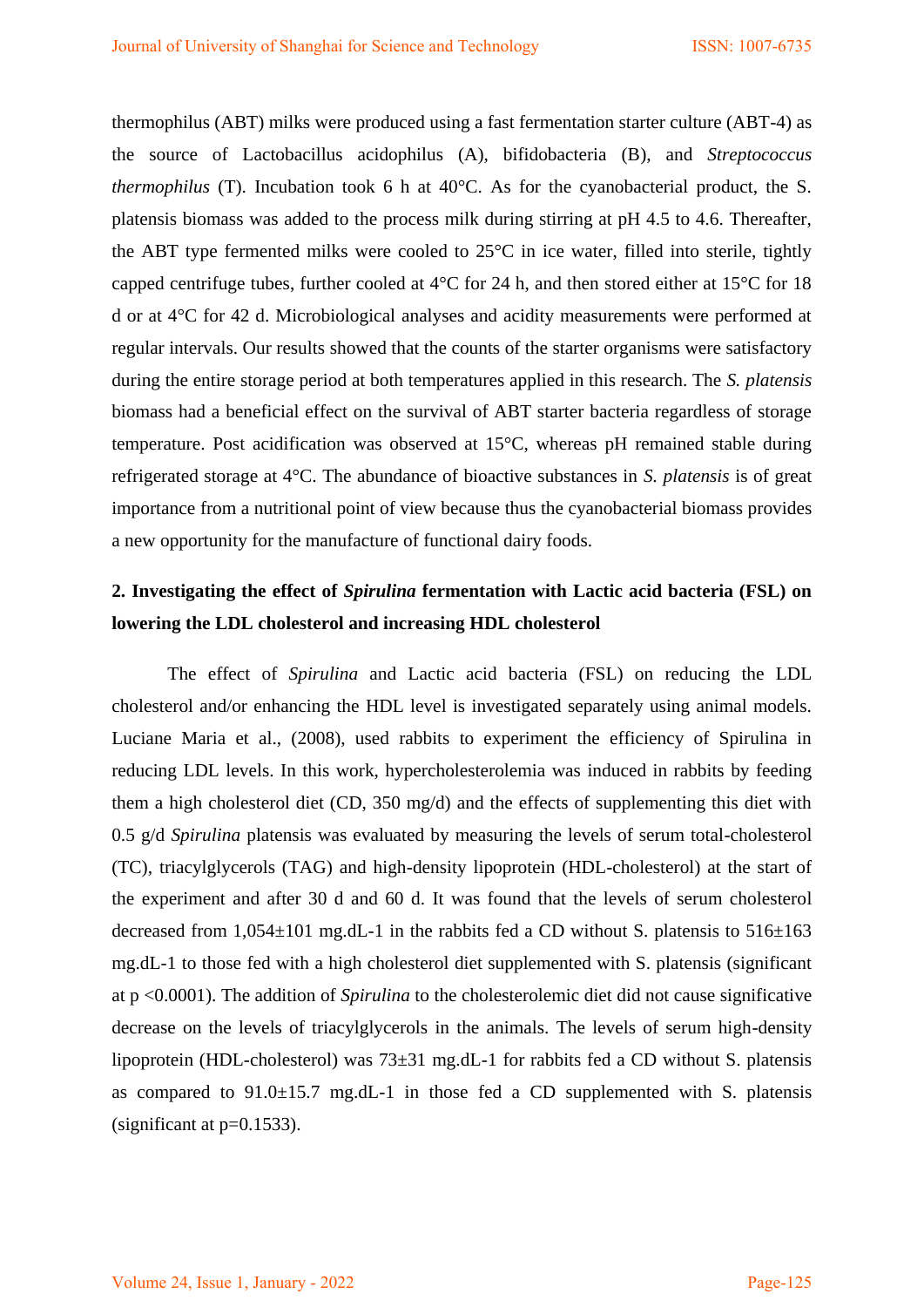thermophilus (ABT) milks were produced using a fast fermentation starter culture (ABT-4) as the source of Lactobacillus acidophilus (A), bifidobacteria (B), and *Streptococcus thermophilus* (T). Incubation took 6 h at 40°C. As for the cyanobacterial product, the S. platensis biomass was added to the process milk during stirring at pH 4.5 to 4.6. Thereafter, the ABT type fermented milks were cooled to 25°C in ice water, filled into sterile, tightly capped centrifuge tubes, further cooled at 4°C for 24 h, and then stored either at 15°C for 18 d or at 4°C for 42 d. Microbiological analyses and acidity measurements were performed at regular intervals. Our results showed that the counts of the starter organisms were satisfactory during the entire storage period at both temperatures applied in this research. The *S. platensis* biomass had a beneficial effect on the survival of ABT starter bacteria regardless of storage temperature. Post acidification was observed at 15°C, whereas pH remained stable during refrigerated storage at 4°C. The abundance of bioactive substances in *S. platensis* is of great importance from a nutritional point of view because thus the cyanobacterial biomass provides a new opportunity for the manufacture of functional dairy foods.

## 2. Investigating the effect of *Spirulina* fermentation with Lactic acid bacteria (FSL) on lowering the LDL cholesterol and increasing HDL cholesterol

The effect of *Spirulina* and Lactic acid bacteria (FSL) on reducing the LDL cholesterol and/or enhancing the HDL level is investigated separately using animal models. Luciane Maria et al., (2008), used rabbits to experiment the efficiency of Spirulina in reducing LDL levels. In this work, hypercholesterolemia was induced in rabbits by feeding them a high cholesterol diet (CD, 350 mg/d) and the effects of supplementing this diet with 0.5 g/d *Spirulina* platensis was evaluated by measuring the levels of serum total-cholesterol (TC), triacylglycerols (TAG) and high-density lipoprotein (HDL-cholesterol) at the start of the experiment and after 30 d and 60 d. It was found that the levels of serum cholesterol decreased from 1,054±101 mg.dL-1 in the rabbits fed a CD without S. platensis to 516±163 mg.dL-1 to those fed with a high cholesterol diet supplemented with S. platensis (significant at p <0.0001). The addition of *Spirulina* to the cholesterolemic diet did not cause significative decrease on the levels of triacylglycerols in the animals. The levels of serum high-density lipoprotein (HDL-cholesterol) was 73±31 mg.dL-1 for rabbits fed a CD without S. platensis as compared to 91.0±15.7 mg.dL-1 in those fed a CD supplemented with S. platensis (significant at p=0.1533).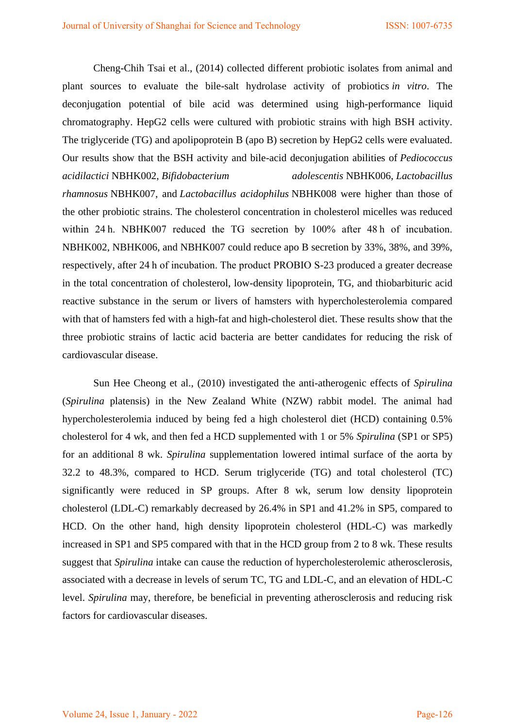Cheng-Chih Tsai et al., (2014) collected different probiotic isolates from animal and plant sources to evaluate the bile-salt hydrolase activity of probiotics *in vitro*. The deconjugation potential of bile acid was determined using high-performance liquid chromatography. HepG2 cells were cultured with probiotic strains with high BSH activity. The triglyceride (TG) and apolipoprotein B (apo B) secretion by HepG2 cells were evaluated. Our results show that the BSH activity and bile-acid deconjugation abilities of *Pediococcus acidilactici* NBHK002, *Bifidobacterium adolescentis* NBHK006, *Lactobacillus rhamnosus* NBHK007, and *Lactobacillus acidophilus* NBHK008 were higher than those of the other probiotic strains. The cholesterol concentration in cholesterol micelles was reduced within 24 h. NBHK007 reduced the TG secretion by 100% after 48 h of incubation. NBHK002, NBHK006, and NBHK007 could reduce apo B secretion by 33%, 38%, and 39%, respectively, after 24 h of incubation. The product PROBIO S-23 produced a greater decrease in the total concentration of cholesterol, low-density lipoprotein, TG, and thiobarbituric acid reactive substance in the serum or livers of hamsters with hypercholesterolemia compared with that of hamsters fed with a high-fat and high-cholesterol diet. These results show that the three probiotic strains of lactic acid bacteria are better candidates for reducing the risk of cardiovascular disease.

Sun Hee Cheong et al., (2010) investigated the anti-atherogenic effects of *Spirulina* (*Spirulina* platensis) in the New Zealand White (NZW) rabbit model. The animal had hypercholesterolemia induced by being fed a high cholesterol diet (HCD) containing 0.5% cholesterol for 4 wk, and then fed a HCD supplemented with 1 or 5% *Spirulina* (SP1 or SP5) for an additional 8 wk. *Spirulina* supplementation lowered intimal surface of the aorta by 32.2 to 48.3%, compared to HCD. Serum triglyceride (TG) and total cholesterol (TC) significantly were reduced in SP groups. After 8 wk, serum low density lipoprotein cholesterol (LDL-C) remarkably decreased by 26.4% in SP1 and 41.2% in SP5, compared to HCD. On the other hand, high density lipoprotein cholesterol (HDL-C) was markedly increased in SP1 and SP5 compared with that in the HCD group from 2 to 8 wk. These results suggest that *Spirulina* intake can cause the reduction of hypercholesterolemic atherosclerosis, associated with a decrease in levels of serum TC, TG and LDL-C, and an elevation of HDL-C level. *Spirulina* may, therefore, be beneficial in preventing atherosclerosis and reducing risk factors for cardiovascular diseases.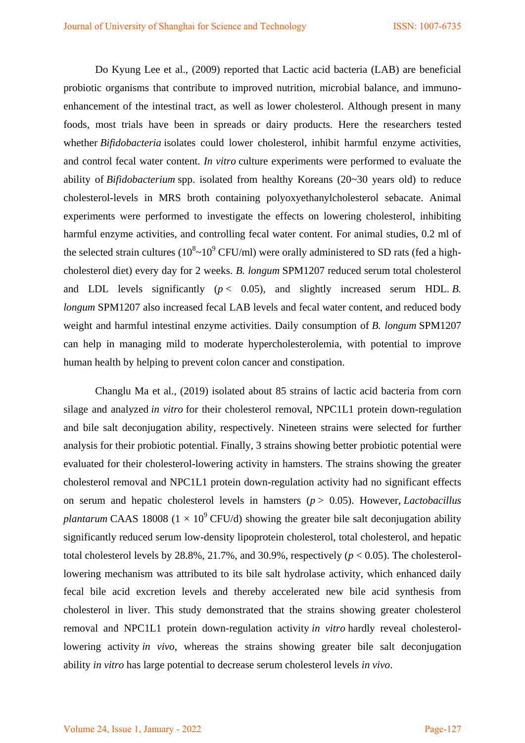Do Kyung Lee et al., (2009) reported that Lactic acid bacteria (LAB) are beneficial probiotic organisms that contribute to improved nutrition, microbial balance, and immuno-enhancement of the intestinal tract, as well as lower cholesterol. Although present in many foods, most trials have been in spreads or dairy products. Here the researchers tested whether *Bifidobacteria* isolates could lower cholesterol, inhibit harmful enzyme activities, and control fecal water content. *In vitro* culture experiments were performed to evaluate the ability of *Bifidobacterium* spp. isolated from healthy Koreans (20~30 years old) to reduce cholesterol-levels in MRS broth containing polyoxyethanylcholesterol sebacate. Animal experiments were performed to investigate the effects on lowering cholesterol, inhibiting harmful enzyme activities, and controlling fecal water content. For animal studies, 0.2 ml of the selected strain cultures ($10^8$~$10^9$ CFU/ml) were orally administered to SD rats (fed a high-cholesterol diet) every day for 2 weeks. *B. longum* SPM1207 reduced serum total cholesterol and LDL levels significantly ($p < 0.05$), and slightly increased serum HDL. *B. longum* SPM1207 also increased fecal LAB levels and fecal water content, and reduced body weight and harmful intestinal enzyme activities. Daily consumption of *B. longum* SPM1207 can help in managing mild to moderate hypercholesterolemia, with potential to improve human health by helping to prevent colon cancer and constipation.

Changlu Ma et al., (2019) isolated about 85 strains of lactic acid bacteria from corn silage and analyzed *in vitro* for their cholesterol removal, NPC1L1 protein down-regulation and bile salt deconjugation ability, respectively. Nineteen strains were selected for further analysis for their probiotic potential. Finally, 3 strains showing better probiotic potential were evaluated for their cholesterol-lowering activity in hamsters. The strains showing the greater cholesterol removal and NPC1L1 protein down-regulation activity had no significant effects on serum and hepatic cholesterol levels in hamsters ($p > 0.05$). However, *Lactobacillus plantarum* CAAS 18008 ($1 \times 10^9$ CFU/d) showing the greater bile salt deconjugation ability significantly reduced serum low-density lipoprotein cholesterol, total cholesterol, and hepatic total cholesterol levels by 28.8%, 21.7%, and 30.9%, respectively ($p < 0.05$). The cholesterol-lowering mechanism was attributed to its bile salt hydrolase activity, which enhanced daily fecal bile acid excretion levels and thereby accelerated new bile acid synthesis from cholesterol in liver. This study demonstrated that the strains showing greater cholesterol removal and NPC1L1 protein down-regulation activity *in vitro* hardly reveal cholesterol-lowering activity *in vivo*, whereas the strains showing greater bile salt deconjugation ability *in vitro* has large potential to decrease serum cholesterol levels *in vivo*.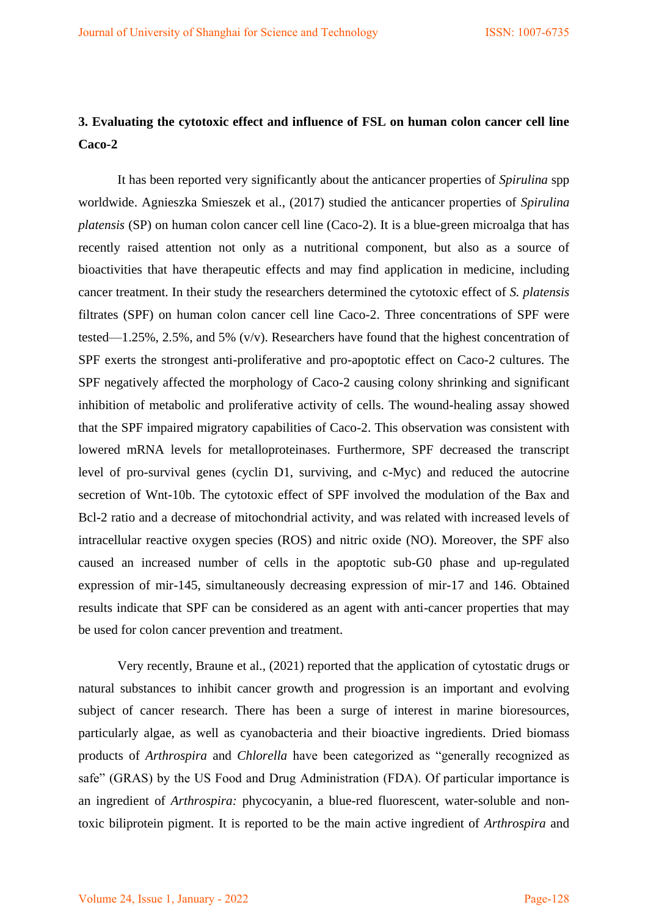### 3. Evaluating the cytotoxic effect and influence of FSL on human colon cancer cell line Caco-2

It has been reported very significantly about the anticancer properties of *Spirulina* spp worldwide. Agnieszka Smieszek et al., (2017) studied the anticancer properties of *Spirulina platensis* (SP) on human colon cancer cell line (Caco-2). It is a blue-green microalga that has recently raised attention not only as a nutritional component, but also as a source of bioactivities that have therapeutic effects and may find application in medicine, including cancer treatment. In their study the researchers determined the cytotoxic effect of *S. platensis* filtrates (SPF) on human colon cancer cell line Caco-2. Three concentrations of SPF were tested—1.25%, 2.5%, and 5% (v/v). Researchers have found that the highest concentration of SPF exerts the strongest anti-proliferative and pro-apoptotic effect on Caco-2 cultures. The SPF negatively affected the morphology of Caco-2 causing colony shrinking and significant inhibition of metabolic and proliferative activity of cells. The wound-healing assay showed that the SPF impaired migratory capabilities of Caco-2. This observation was consistent with lowered mRNA levels for metalloproteinases. Furthermore, SPF decreased the transcript level of pro-survival genes (cyclin D1, surviving, and c-Myc) and reduced the autocrine secretion of Wnt-10b. The cytotoxic effect of SPF involved the modulation of the Bax and Bcl-2 ratio and a decrease of mitochondrial activity, and was related with increased levels of intracellular reactive oxygen species (ROS) and nitric oxide (NO). Moreover, the SPF also caused an increased number of cells in the apoptotic sub-G0 phase and up-regulated expression of mir-145, simultaneously decreasing expression of mir-17 and 146. Obtained results indicate that SPF can be considered as an agent with anti-cancer properties that may be used for colon cancer prevention and treatment.

Very recently, Braune et al., (2021) reported that the application of cytostatic drugs or natural substances to inhibit cancer growth and progression is an important and evolving subject of cancer research. There has been a surge of interest in marine bioresources, particularly algae, as well as cyanobacteria and their bioactive ingredients. Dried biomass products of *Arthrospira* and *Chlorella* have been categorized as "generally recognized as safe" (GRAS) by the US Food and Drug Administration (FDA). Of particular importance is an ingredient of *Arthrospira:* phycocyanin, a blue-red fluorescent, water-soluble and non-toxic biliprotein pigment. It is reported to be the main active ingredient of *Arthrospira* and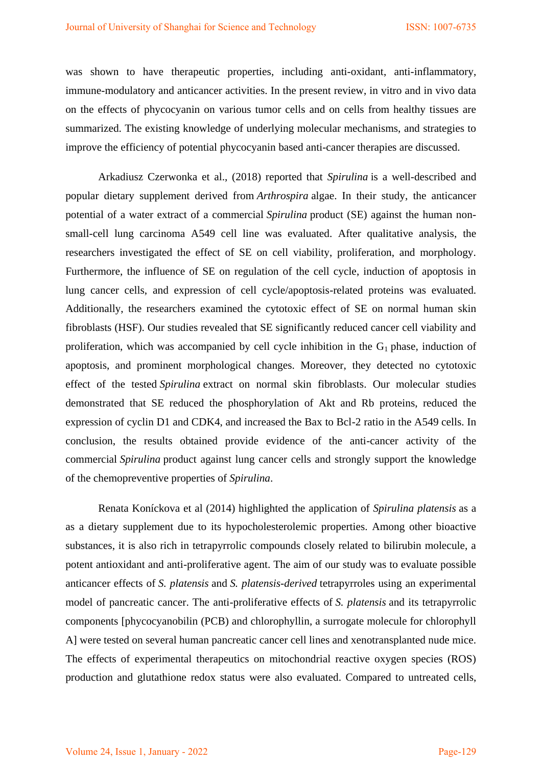was shown to have therapeutic properties, including anti-oxidant, anti-inflammatory, immune-modulatory and anticancer activities. In the present review, in vitro and in vivo data on the effects of phycocyanin on various tumor cells and on cells from healthy tissues are summarized. The existing knowledge of underlying molecular mechanisms, and strategies to improve the efficiency of potential phycocyanin based anti-cancer therapies are discussed.

Arkadiusz Czerwonka et al., (2018) reported that *Spirulina* is a well-described and popular dietary supplement derived from *Arthrospira* algae. In their study, the anticancer potential of a water extract of a commercial *Spirulina* product (SE) against the human non-small-cell lung carcinoma A549 cell line was evaluated. After qualitative analysis, the researchers investigated the effect of SE on cell viability, proliferation, and morphology. Furthermore, the influence of SE on regulation of the cell cycle, induction of apoptosis in lung cancer cells, and expression of cell cycle/apoptosis-related proteins was evaluated. Additionally, the researchers examined the cytotoxic effect of SE on normal human skin fibroblasts (HSF). Our studies revealed that SE significantly reduced cancer cell viability and proliferation, which was accompanied by cell cycle inhibition in the $G_1$ phase, induction of apoptosis, and prominent morphological changes. Moreover, they detected no cytotoxic effect of the tested *Spirulina* extract on normal skin fibroblasts. Our molecular studies demonstrated that SE reduced the phosphorylation of Akt and Rb proteins, reduced the expression of cyclin D1 and CDK4, and increased the Bax to Bcl-2 ratio in the A549 cells. In conclusion, the results obtained provide evidence of the anti-cancer activity of the commercial *Spirulina* product against lung cancer cells and strongly support the knowledge of the chemopreventive properties of *Spirulina*.

Renata Koníckova et al (2014) highlighted the application of *Spirulina platensis* as a as a dietary supplement due to its hypocholesterolemic properties. Among other bioactive substances, it is also rich in tetrapyrrolic compounds closely related to bilirubin molecule, a potent antioxidant and anti-proliferative agent. The aim of our study was to evaluate possible anticancer effects of *S. platensis* and *S. platensis-derived* tetrapyrroles using an experimental model of pancreatic cancer. The anti-proliferative effects of *S. platensis* and its tetrapyrrolic components [phycocyanobilin (PCB) and chlorophyllin, a surrogate molecule for chlorophyll A] were tested on several human pancreatic cancer cell lines and xenotransplanted nude mice. The effects of experimental therapeutics on mitochondrial reactive oxygen species (ROS) production and glutathione redox status were also evaluated. Compared to untreated cells,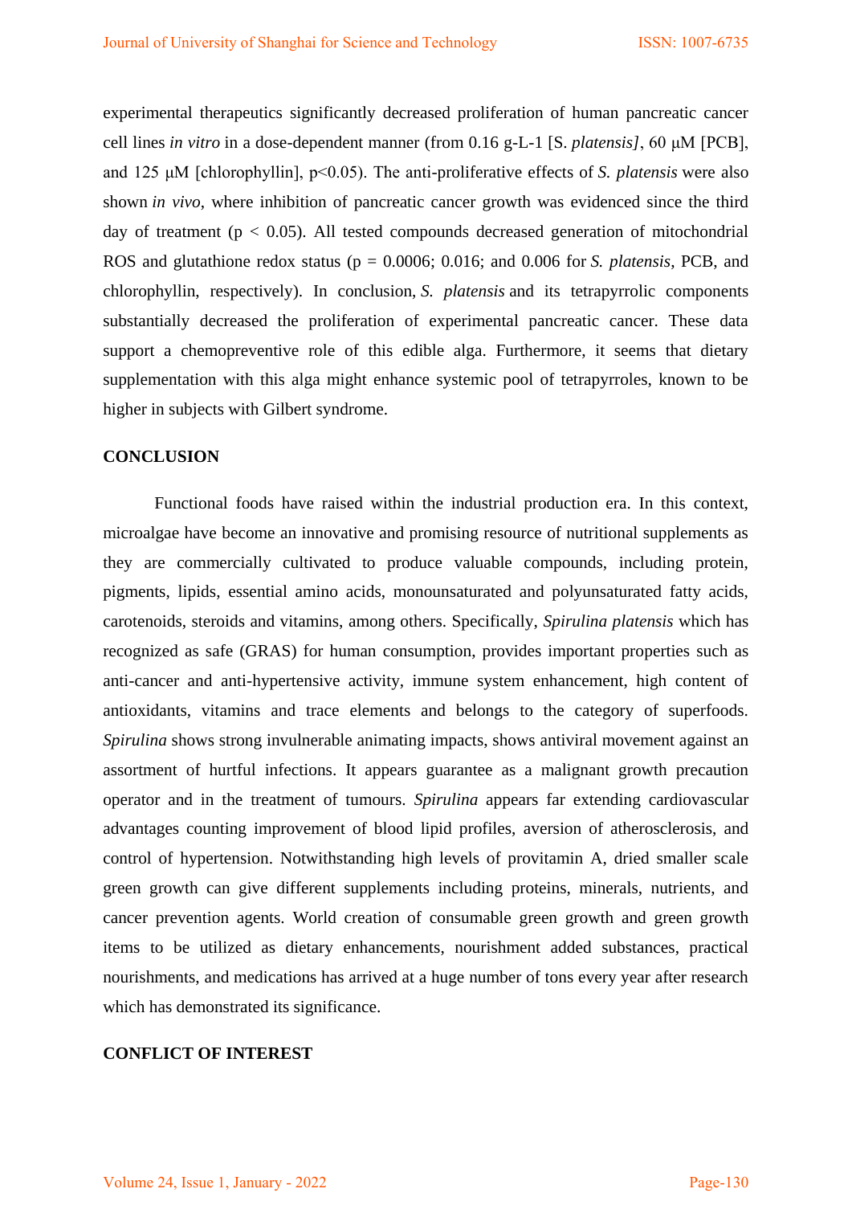experimental therapeutics significantly decreased proliferation of human pancreatic cancer cell lines *in vitro* in a dose-dependent manner (from 0.16 g-L-1 [S. *platensis]*, 60 μM [PCB], and 125 μM [chlorophyllin], $p<0.05$). The anti-proliferative effects of *S. platensis* were also shown *in vivo*, where inhibition of pancreatic cancer growth was evidenced since the third day of treatment ($p < 0.05$). All tested compounds decreased generation of mitochondrial ROS and glutathione redox status ($p = 0.0006$; 0.016; and 0.006 for *S. platensis*, PCB, and chlorophyllin, respectively). In conclusion, *S. platensis* and its tetrapyrrolic components substantially decreased the proliferation of experimental pancreatic cancer. These data support a chemopreventive role of this edible alga. Furthermore, it seems that dietary supplementation with this alga might enhance systemic pool of tetrapyrroles, known to be higher in subjects with Gilbert syndrome.

## CONCLUSION

Functional foods have raised within the industrial production era. In this context, microalgae have become an innovative and promising resource of nutritional supplements as they are commercially cultivated to produce valuable compounds, including protein, pigments, lipids, essential amino acids, monounsaturated and polyunsaturated fatty acids, carotenoids, steroids and vitamins, among others. Specifically, *Spirulina platensis* which has recognized as safe (GRAS) for human consumption, provides important properties such as anti-cancer and anti-hypertensive activity, immune system enhancement, high content of antioxidants, vitamins and trace elements and belongs to the category of superfoods. *Spirulina* shows strong invulnerable animating impacts, shows antiviral movement against an assortment of hurtful infections. It appears guarantee as a malignant growth precaution operator and in the treatment of tumours. *Spirulina* appears far extending cardiovascular advantages counting improvement of blood lipid profiles, aversion of atherosclerosis, and control of hypertension. Notwithstanding high levels of provitamin A, dried smaller scale green growth can give different supplements including proteins, minerals, nutrients, and cancer prevention agents. World creation of consumable green growth and green growth items to be utilized as dietary enhancements, nourishment added substances, practical nourishments, and medications has arrived at a huge number of tons every year after research which has demonstrated its significance.

## CONFLICT OF INTEREST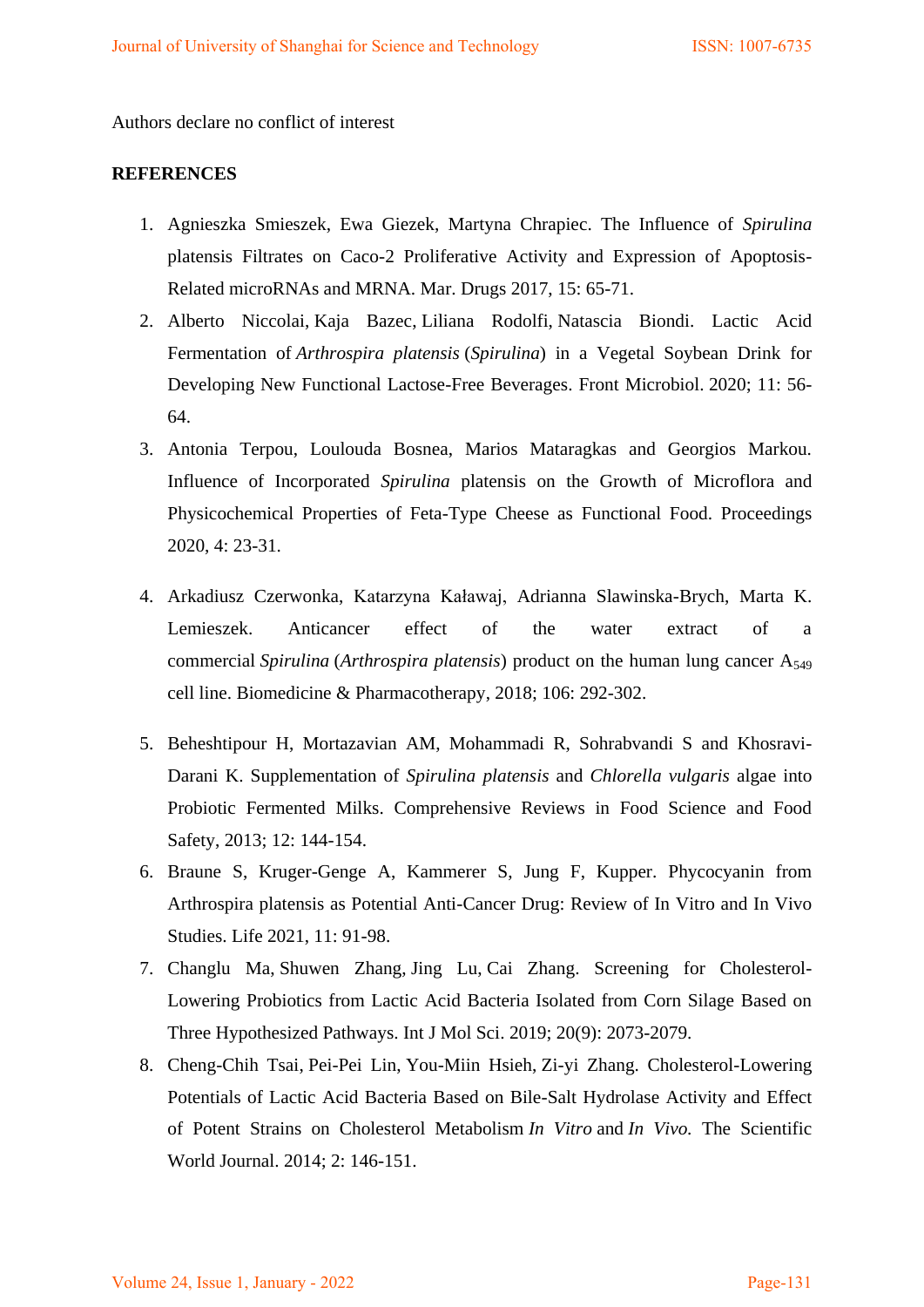Authors declare no conflict of interest

**REFERENCES**

1. Agnieszka Smieszek, Ewa Giezek, Martyna Chrapiec. The Influence of *Spirulina* platensis Filtrates on Caco-2 Proliferative Activity and Expression of Apoptosis-Related microRNAs and MRNA. Mar. Drugs 2017, 15: 65-71.
2. Alberto Niccolai, Kaja Bazec, Liliana Rodolfi, Natascia Biondi. Lactic Acid Fermentation of *Arthrospira platensis* (*Spirulina*) in a Vegetal Soybean Drink for Developing New Functional Lactose-Free Beverages. Front Microbiol. 2020; 11: 56-64.
3. Antonia Terpou, Loulouda Bosnea, Marios Mataragkas and Georgios Markou. Influence of Incorporated *Spirulina* platensis on the Growth of Microflora and Physicochemical Properties of Feta-Type Cheese as Functional Food. Proceedings 2020, 4: 23-31.
4. Arkadiusz Czerwonka, Katarzyna Kaławaj, Adrianna Slawinska-Brych, Marta K. Lemieszek. Anticancer effect of the water extract of a commercial *Spirulina* (*Arthrospira platensis*) product on the human lung cancer $A_{549}$ cell line. Biomedicine & Pharmacotherapy, 2018; 106: 292-302.
5. Beheshtipour H, Mortazavian AM, Mohammadi R, Sohrabvandi S and Khosravi-Darani K. Supplementation of *Spirulina platensis* and *Chlorella vulgaris* algae into Probiotic Fermented Milks. Comprehensive Reviews in Food Science and Food Safety, 2013; 12: 144-154.
6. Braune S, Kruger-Genge A, Kammerer S, Jung F, Kupper. Phycocyanin from Arthrospira platensis as Potential Anti-Cancer Drug: Review of In Vitro and In Vivo Studies. Life 2021, 11: 91-98.
7. Changlu Ma, Shuwen Zhang, Jing Lu, Cai Zhang. Screening for Cholesterol-Lowering Probiotics from Lactic Acid Bacteria Isolated from Corn Silage Based on Three Hypothesized Pathways. Int J Mol Sci. 2019; 20(9): 2073-2079.
8. Cheng-Chih Tsai, Pei-Pei Lin, You-Miin Hsieh, Zi-yi Zhang. Cholesterol-Lowering Potentials of Lactic Acid Bacteria Based on Bile-Salt Hydrolase Activity and Effect of Potent Strains on Cholesterol Metabolism *In Vitro* and *In Vivo.* The Scientific World Journal. 2014; 2: 146-151.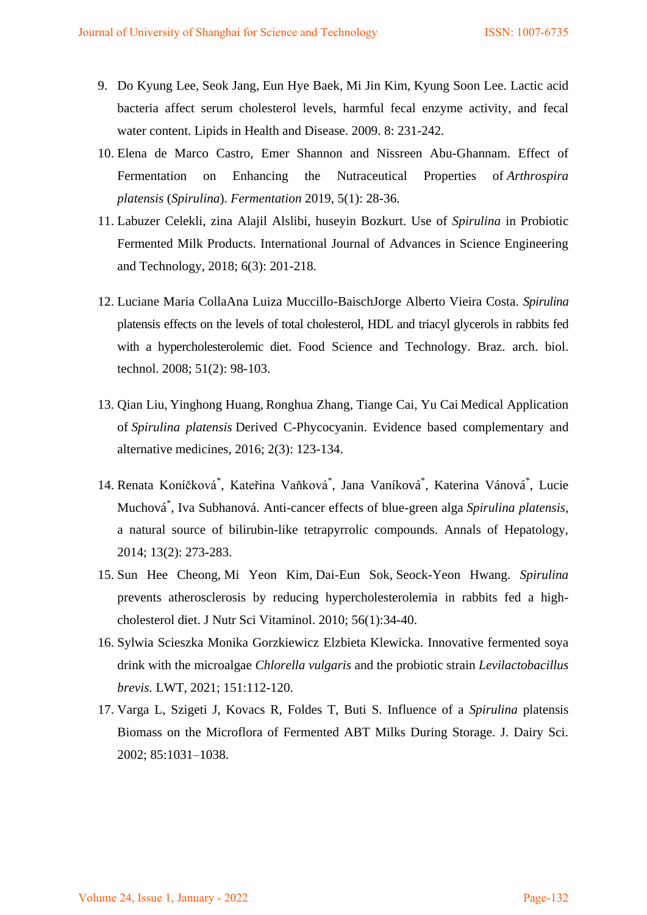9. Do Kyung Lee, Seok Jang, Eun Hye Baek, Mi Jin Kim, Kyung Soon Lee. Lactic acid bacteria affect serum cholesterol levels, harmful fecal enzyme activity, and fecal water content. Lipids in Health and Disease. 2009. 8: 231-242.
10. Elena de Marco Castro, Emer Shannon and Nissreen Abu-Ghannam. Effect of Fermentation on Enhancing the Nutraceutical Properties of *Arthrospira platensis* (*Spirulina*). *Fermentation* 2019, 5(1): 28-36.
11. Labuzer Celekli, zina Alajil Alslibi, huseyin Bozkurt. Use of *Spirulina* in Probiotic Fermented Milk Products. International Journal of Advances in Science Engineering and Technology, 2018; 6(3): 201-218.
12. Luciane Maria CollaAna Luiza Muccillo-BaischJorge Alberto Vieira Costa. *Spirulina* platensis effects on the levels of total cholesterol, HDL and triacyl glycerols in rabbits fed with a hypercholesterolemic diet. Food Science and Technology. Braz. arch. biol. technol. 2008; 51(2): 98-103.
13. Qian Liu, Yinghong Huang, Ronghua Zhang, Tiange Cai, Yu Cai Medical Application of *Spirulina platensis* Derived C-Phycocyanin. Evidence based complementary and alternative medicines, 2016; 2(3): 123-134.
14. Renata Koníčková*, Kateřina Vaňková*, Jana Vaníková*, Katerina Vánová*, Lucie Muchová*, Iva Subhanová. Anti-cancer effects of blue-green alga *Spirulina platensis*, a natural source of bilirubin-like tetrapyrrolic compounds. Annals of Hepatology, 2014; 13(2): 273-283.
15. Sun Hee Cheong, Mi Yeon Kim, Dai-Eun Sok, Seock-Yeon Hwang. *Spirulina* prevents atherosclerosis by reducing hypercholesterolemia in rabbits fed a high-cholesterol diet. J Nutr Sci Vitaminol. 2010; 56(1):34-40.
16. Sylwia Scieszka Monika Gorzkiewicz Elzbieta Klewicka. Innovative fermented soya drink with the microalgae *Chlorella vulgaris* and the probiotic strain *Levilactobacillus brevis*. LWT, 2021; 151:112-120.
17. Varga L, Szigeti J, Kovacs R, Foldes T, Buti S. Influence of a *Spirulina* platensis Biomass on the Microflora of Fermented ABT Milks During Storage. J. Dairy Sci. 2002; 85:1031–1038.